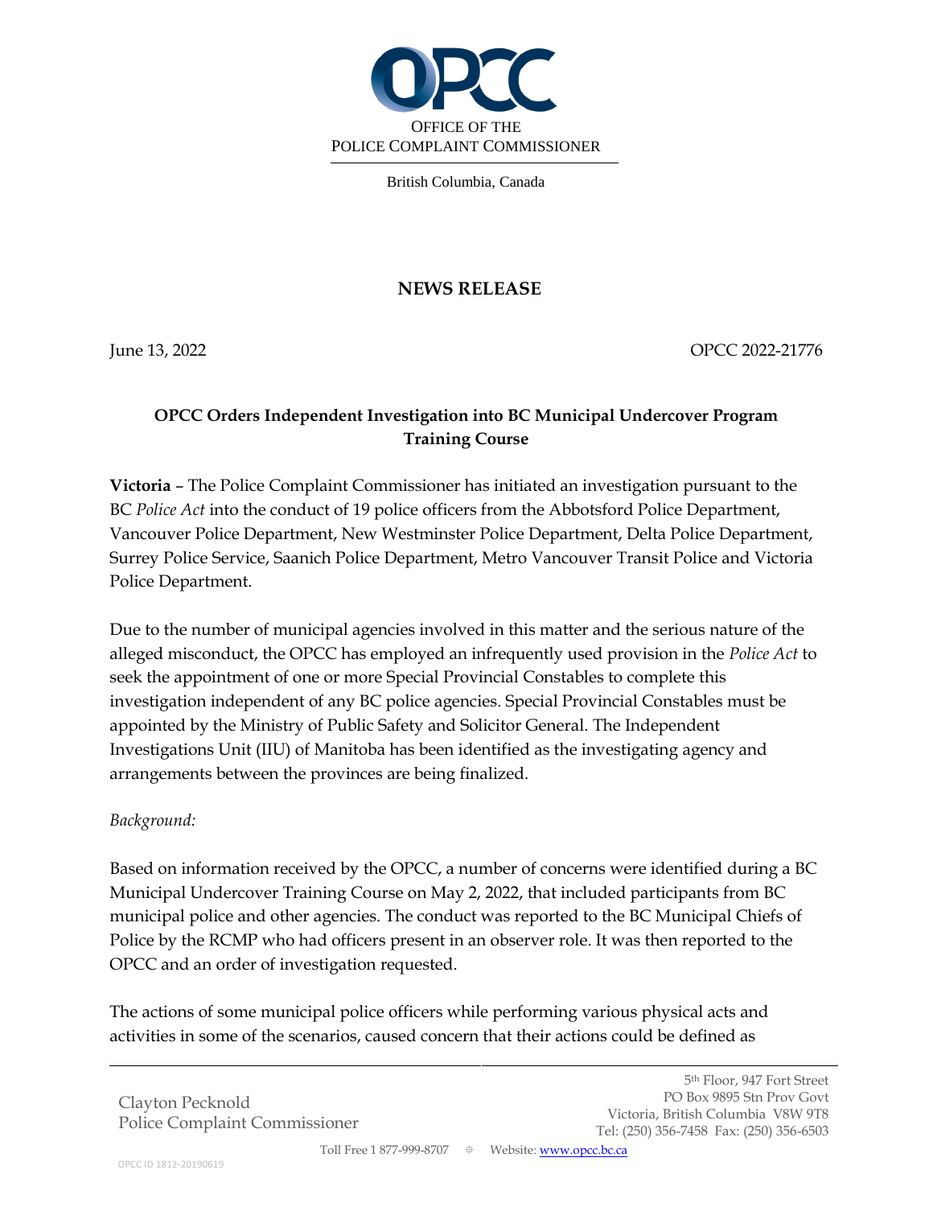OFFICE OF THE
POLICE COMPLAINT COMMISSIONER

British Columbia, Canada

# NEWS RELEASE

June 13, 2022 OPCC 2022-21776

## OPCC Orders Independent Investigation into BC Municipal Undercover Program Training Course

**Victoria** – The Police Complaint Commissioner has initiated an investigation pursuant to the BC *Police Act* into the conduct of 19 police officers from the Abbotsford Police Department, Vancouver Police Department, New Westminster Police Department, Delta Police Department, Surrey Police Service, Saanich Police Department, Metro Vancouver Transit Police and Victoria Police Department.

Due to the number of municipal agencies involved in this matter and the serious nature of the alleged misconduct, the OPCC has employed an infrequently used provision in the *Police Act* to seek the appointment of one or more Special Provincial Constables to complete this investigation independent of any BC police agencies. Special Provincial Constables must be appointed by the Ministry of Public Safety and Solicitor General. The Independent Investigations Unit (IIU) of Manitoba has been identified as the investigating agency and arrangements between the provinces are being finalized.

*Background:*

Based on information received by the OPCC, a number of concerns were identified during a BC Municipal Undercover Training Course on May 2, 2022, that included participants from BC municipal police and other agencies. The conduct was reported to the BC Municipal Chiefs of Police by the RCMP who had officers present in an observer role. It was then reported to the OPCC and an order of investigation requested.

The actions of some municipal police officers while performing various physical acts and activities in some of the scenarios, caused concern that their actions could be defined as

Clayton Pecknold
Police Complaint Commissioner

5th Floor, 947 Fort Street
PO Box 9895 Stn Prov Govt
Victoria, British Columbia V8W 9T8
Tel: (250) 356-7458 Fax: (250) 356-6503

Toll Free 1 877-999-8707 Website: www.opcc.bc.ca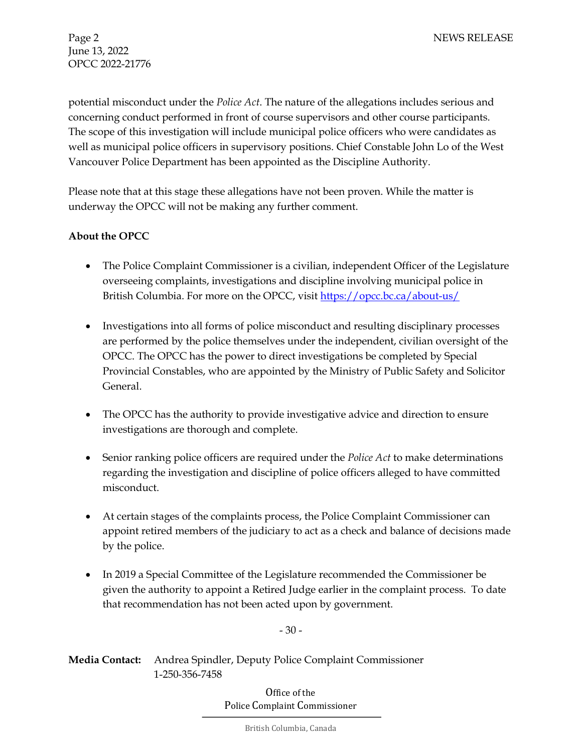potential misconduct under the *Police Act*. The nature of the allegations includes serious and concerning conduct performed in front of course supervisors and other course participants. The scope of this investigation will include municipal police officers who were candidates as well as municipal police officers in supervisory positions. Chief Constable John Lo of the West Vancouver Police Department has been appointed as the Discipline Authority.

Please note that at this stage these allegations have not been proven. While the matter is underway the OPCC will not be making any further comment.

**About the OPCC**

- The Police Complaint Commissioner is a civilian, independent Officer of the Legislature overseeing complaints, investigations and discipline involving municipal police in British Columbia. For more on the OPCC, visit https://opcc.bc.ca/about-us/

- Investigations into all forms of police misconduct and resulting disciplinary processes are performed by the police themselves under the independent, civilian oversight of the OPCC. The OPCC has the power to direct investigations be completed by Special Provincial Constables, who are appointed by the Ministry of Public Safety and Solicitor General.

- The OPCC has the authority to provide investigative advice and direction to ensure investigations are thorough and complete.

- Senior ranking police officers are required under the *Police Act* to make determinations regarding the investigation and discipline of police officers alleged to have committed misconduct.

- At certain stages of the complaints process, the Police Complaint Commissioner can appoint retired members of the judiciary to act as a check and balance of decisions made by the police.

- In 2019 a Special Committee of the Legislature recommended the Commissioner be given the authority to appoint a Retired Judge earlier in the complaint process. To date that recommendation has not been acted upon by government.

- 30 -

**Media Contact:** Andrea Spindler, Deputy Police Complaint Commissioner
1-250-356-7458